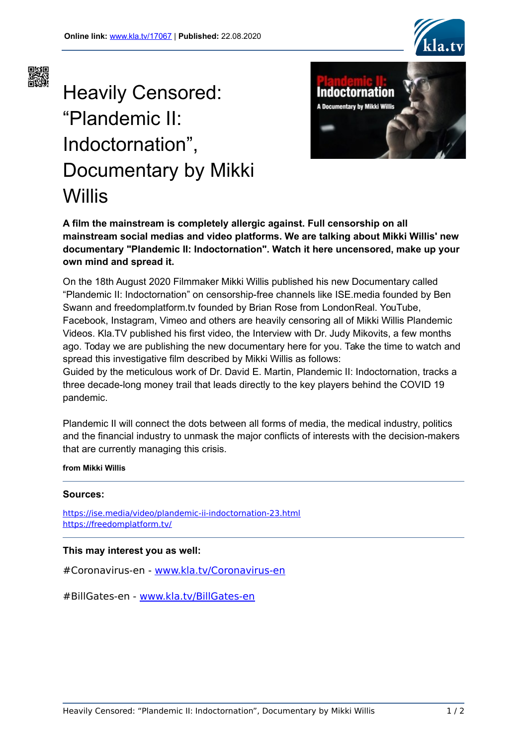**Online link:** www.kla.tv/17067 | **Published:** 22.08.2020

# Heavily Censored: “Plandemic II: Indoctornation”, Documentary by Mikki Willis

**A film the mainstream is completely allergic against. Full censorship on all mainstream social medias and video platforms. We are talking about Mikki Willis' new documentary "Plandemic II: Indoctornation". Watch it here uncensored, make up your own mind and spread it.**

On the 18th August 2020 Filmmaker Mikki Willis published his new Documentary called “Plandemic II: Indoctornation” on censorship-free channels like ISE.media founded by Ben Swann and freedomplatform.tv founded by Brian Rose from LondonReal. YouTube, Facebook, Instagram, Vimeo and others are heavily censoring all of Mikki Willis Plandemic Videos. Kla.TV published his first video, the Interview with Dr. Judy Mikovits, a few months ago. Today we are publishing the new documentary here for you. Take the time to watch and spread this investigative film described by Mikki Willis as follows:
Guided by the meticulous work of Dr. David E. Martin, Plandemic II: Indoctornation, tracks a three decade-long money trail that leads directly to the key players behind the COVID 19 pandemic.

Plandemic II will connect the dots between all forms of media, the medical industry, politics and the financial industry to unmask the major conflicts of interests with the decision-makers that are currently managing this crisis.

**from Mikki Willis**

---

**Sources:**

https://ise.media/video/plandemic-ii-indoctornation-23.html
https://freedomplatform.tv/

---

**This may interest you as well:**

#Coronavirus-en - www.kla.tv/Coronavirus-en

#BillGates-en - www.kla.tv/BillGates-en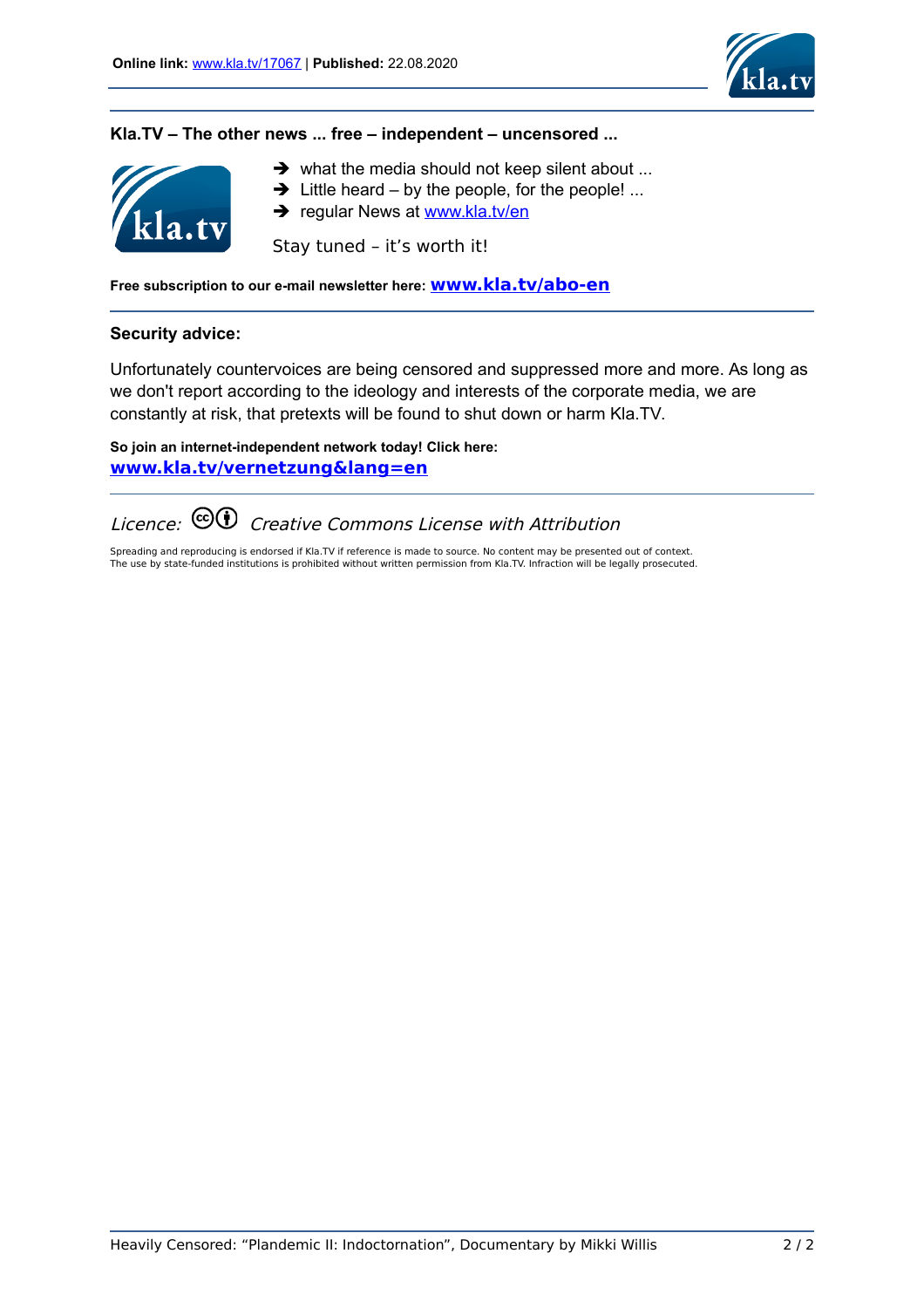**Kla.TV – The other news ... free – independent – uncensored ...**

- what the media should not keep silent about ...
- Little heard – by the people, for the people! ...
- regular News at www.kla.tv/en

Stay tuned – it's worth it!

**Free subscription to our e-mail newsletter here: www.kla.tv/abo-en**

**Security advice:**

Unfortunately countervoices are being censored and suppressed more and more. As long as we don't report according to the ideology and interests of the corporate media, we are constantly at risk, that pretexts will be found to shut down or harm Kla.TV.

**So join an internet-independent network today! Click here:**
**www.kla.tv/vernetzung&lang=en**

*Licence: Creative Commons License with Attribution*

Spreading and reproducing is endorsed if Kla.TV if reference is made to source. No content may be presented out of context. The use by state-funded institutions is prohibited without written permission from Kla.TV. Infraction will be legally prosecuted.